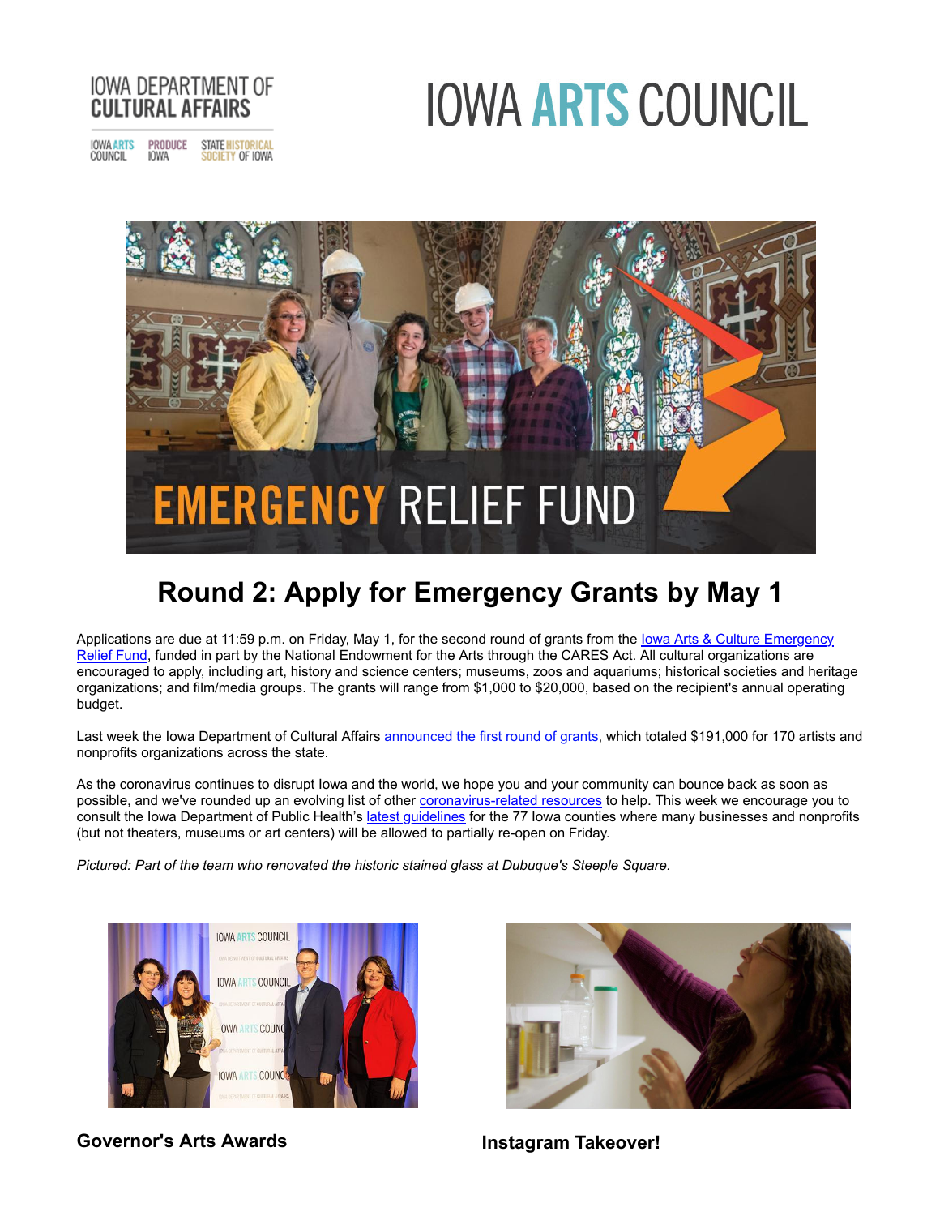IOWA DEPARTMENT OF CULTURAL AFFAIRS

IOWA ARTS COUNCIL

# Round 2: Apply for Emergency Grants by May 1

Applications are due at 11:59 p.m. on Friday, May 1, for the second round of grants from the Iowa Arts & Culture Emergency Relief Fund, funded in part by the National Endowment for the Arts through the CARES Act. All cultural organizations are encouraged to apply, including art, history and science centers; museums, zoos and aquariums; historical societies and heritage organizations; and film/media groups. The grants will range from $1,000 to $20,000, based on the recipient's annual operating budget.

Last week the Iowa Department of Cultural Affairs announced the first round of grants, which totaled $191,000 for 170 artists and nonprofits organizations across the state.

As the coronavirus continues to disrupt Iowa and the world, we hope you and your community can bounce back as soon as possible, and we've rounded up an evolving list of other coronavirus-related resources to help. This week we encourage you to consult the Iowa Department of Public Health's latest guidelines for the 77 Iowa counties where many businesses and nonprofits (but not theaters, museums or art centers) will be allowed to partially re-open on Friday.

*Pictured: Part of the team who renovated the historic stained glass at Dubuque's Steeple Square.*

**Governor's Arts Awards**

**Instagram Takeover!**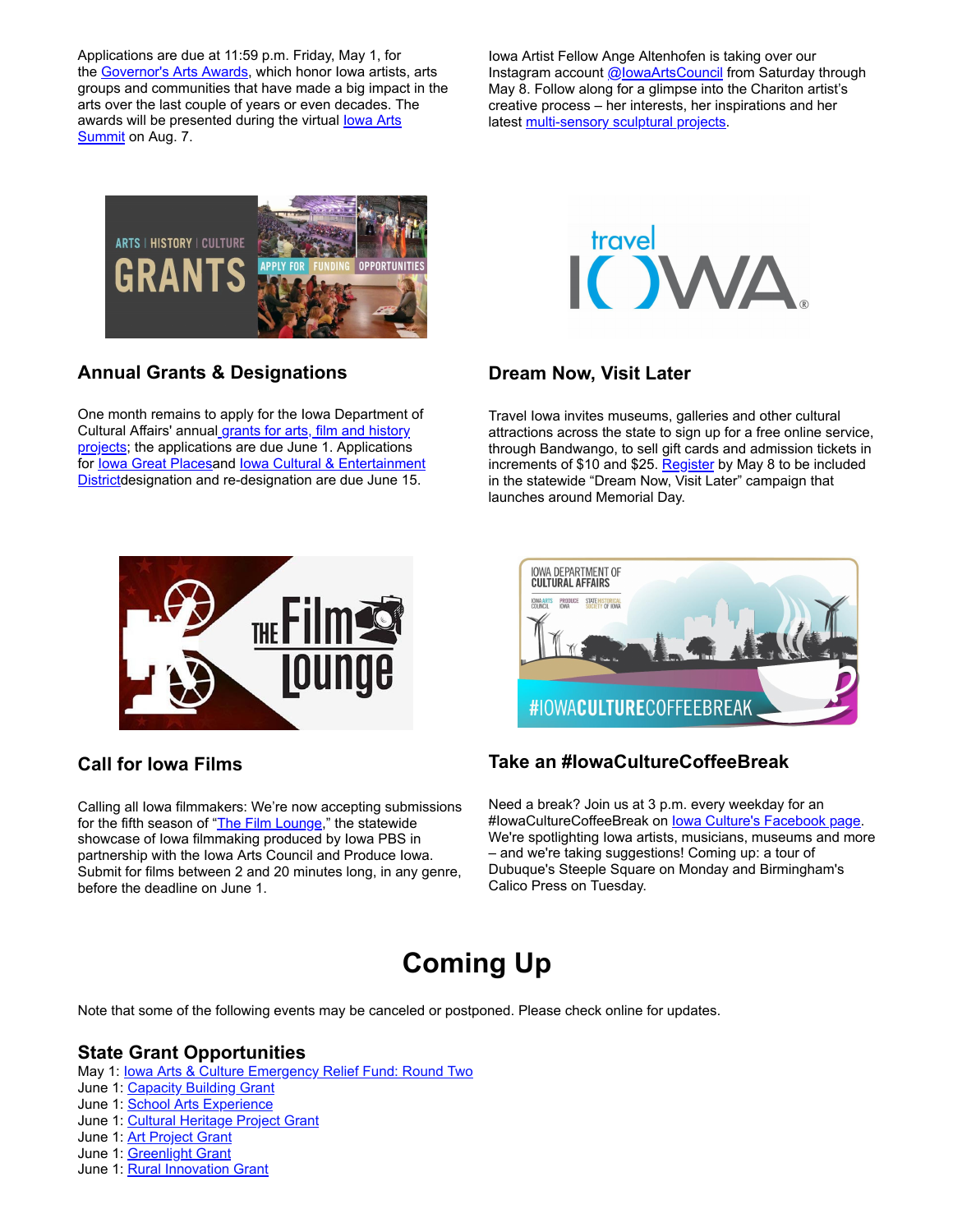Applications are due at 11:59 p.m. Friday, May 1, for the Governor's Arts Awards, which honor Iowa artists, arts groups and communities that have made a big impact in the arts over the last couple of years or even decades. The awards will be presented during the virtual Iowa Arts Summit on Aug. 7.

Iowa Artist Fellow Ange Altenhofen is taking over our Instagram account @IowaArtsCouncil from Saturday through May 8. Follow along for a glimpse into the Chariton artist's creative process – her interests, her inspirations and her latest multi-sensory sculptural projects.

### Annual Grants & Designations

One month remains to apply for the Iowa Department of Cultural Affairs' annual grants for arts, film and history projects; the applications are due June 1. Applications for Iowa Great Placesand Iowa Cultural & Entertainment Districtdesignation and re-designation are due June 15.

### Dream Now, Visit Later

Travel Iowa invites museums, galleries and other cultural attractions across the state to sign up for a free online service, through Bandwango, to sell gift cards and admission tickets in increments of $10 and $25. Register by May 8 to be included in the statewide "Dream Now, Visit Later" campaign that launches around Memorial Day.

### Call for Iowa Films

Calling all Iowa filmmakers: We're now accepting submissions for the fifth season of "The Film Lounge," the statewide showcase of Iowa filmmaking produced by Iowa PBS in partnership with the Iowa Arts Council and Produce Iowa. Submit for films between 2 and 20 minutes long, in any genre, before the deadline on June 1.

### Take an #IowaCultureCoffeeBreak

Need a break? Join us at 3 p.m. every weekday for an #IowaCultureCoffeeBreak on Iowa Culture's Facebook page. We're spotlighting Iowa artists, musicians, museums and more – and we're taking suggestions! Coming up: a tour of Dubuque's Steeple Square on Monday and Birmingham's Calico Press on Tuesday.

# Coming Up

Note that some of the following events may be canceled or postponed. Please check online for updates.

### State Grant Opportunities

May 1: Iowa Arts & Culture Emergency Relief Fund: Round Two
June 1: Capacity Building Grant
June 1: School Arts Experience
June 1: Cultural Heritage Project Grant
June 1: Art Project Grant
June 1: Greenlight Grant
June 1: Rural Innovation Grant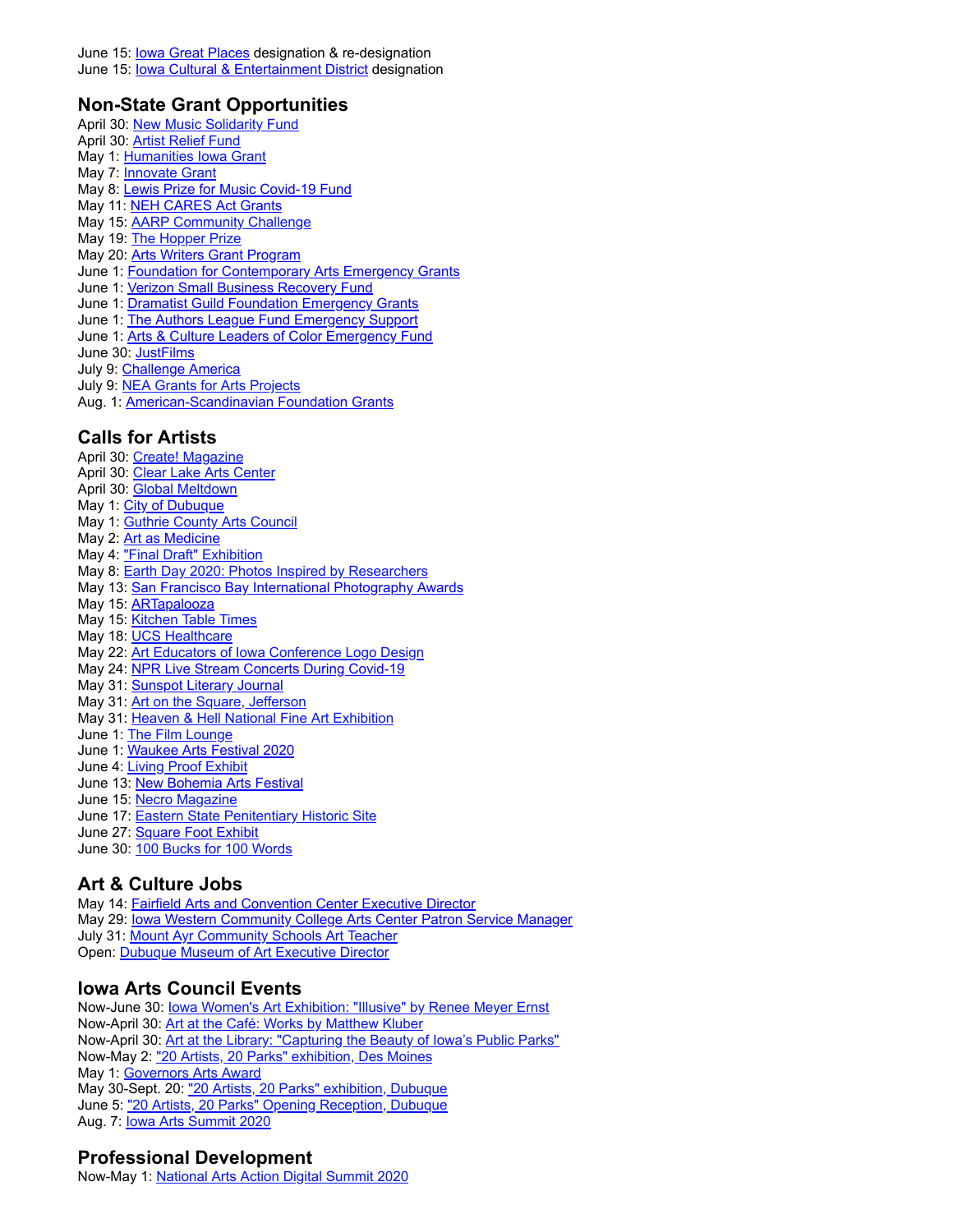June 15: Iowa Great Places designation & re-designation
June 15: Iowa Cultural & Entertainment District designation

## Non-State Grant Opportunities

April 30: New Music Solidarity Fund
April 30: Artist Relief Fund
May 1: Humanities Iowa Grant
May 7: Innovate Grant
May 8: Lewis Prize for Music Covid-19 Fund
May 11: NEH CARES Act Grants
May 15: AARP Community Challenge
May 19: The Hopper Prize
May 20: Arts Writers Grant Program
June 1: Foundation for Contemporary Arts Emergency Grants
June 1: Verizon Small Business Recovery Fund
June 1: Dramatist Guild Foundation Emergency Grants
June 1: The Authors League Fund Emergency Support
June 1: Arts & Culture Leaders of Color Emergency Fund
June 30: JustFilms
July 9: Challenge America
July 9: NEA Grants for Arts Projects
Aug. 1: American-Scandinavian Foundation Grants

## Calls for Artists

April 30: Create! Magazine
April 30: Clear Lake Arts Center
April 30: Global Meltdown
May 1: City of Dubuque
May 1: Guthrie County Arts Council
May 2: Art as Medicine
May 4: "Final Draft" Exhibition
May 8: Earth Day 2020: Photos Inspired by Researchers
May 13: San Francisco Bay International Photography Awards
May 15: ARTapalooza
May 15: Kitchen Table Times
May 18: UCS Healthcare
May 22: Art Educators of Iowa Conference Logo Design
May 24: NPR Live Stream Concerts During Covid-19
May 31: Sunspot Literary Journal
May 31: Art on the Square, Jefferson
May 31: Heaven & Hell National Fine Art Exhibition
June 1: The Film Lounge
June 1: Waukee Arts Festival 2020
June 4: Living Proof Exhibit
June 13: New Bohemia Arts Festival
June 15: Necro Magazine
June 17: Eastern State Penitentiary Historic Site
June 27: Square Foot Exhibit
June 30: 100 Bucks for 100 Words

## Art & Culture Jobs

May 14: Fairfield Arts and Convention Center Executive Director
May 29: Iowa Western Community College Arts Center Patron Service Manager
July 31: Mount Ayr Community Schools Art Teacher
Open: Dubuque Museum of Art Executive Director

## Iowa Arts Council Events

Now-June 30: Iowa Women's Art Exhibition: "Illusive" by Renee Meyer Ernst
Now-April 30: Art at the Café: Works by Matthew Kluber
Now-April 30: Art at the Library: "Capturing the Beauty of Iowa's Public Parks"
Now-May 2: "20 Artists, 20 Parks" exhibition, Des Moines
May 1: Governors Arts Award
May 30-Sept. 20: "20 Artists, 20 Parks" exhibition, Dubuque
June 5: "20 Artists, 20 Parks" Opening Reception, Dubuque
Aug. 7: Iowa Arts Summit 2020

## Professional Development

Now-May 1: National Arts Action Digital Summit 2020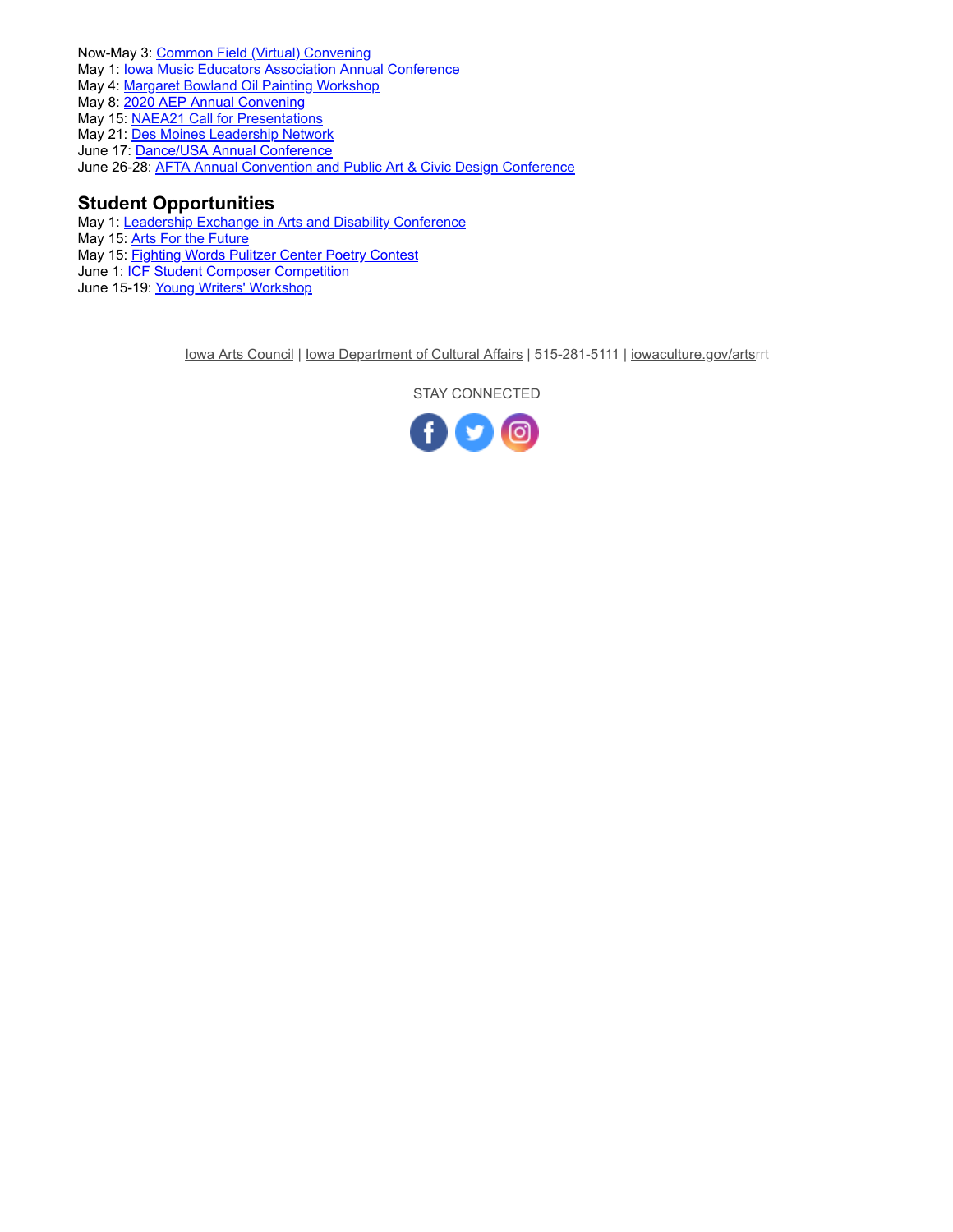Now-May 3: Common Field (Virtual) Convening
May 1: Iowa Music Educators Association Annual Conference
May 4: Margaret Bowland Oil Painting Workshop
May 8: 2020 AEP Annual Convening
May 15: NAEA21 Call for Presentations
May 21: Des Moines Leadership Network
June 17: Dance/USA Annual Conference
June 26-28: AFTA Annual Convention and Public Art & Civic Design Conference

## Student Opportunities

May 1: Leadership Exchange in Arts and Disability Conference
May 15: Arts For the Future
May 15: Fighting Words Pulitzer Center Poetry Contest
June 1: ICF Student Composer Competition
June 15-19: Young Writers' Workshop

Iowa Arts Council | Iowa Department of Cultural Affairs | 515-281-5111 | iowaculture.gov/artsrrt

STAY CONNECTED